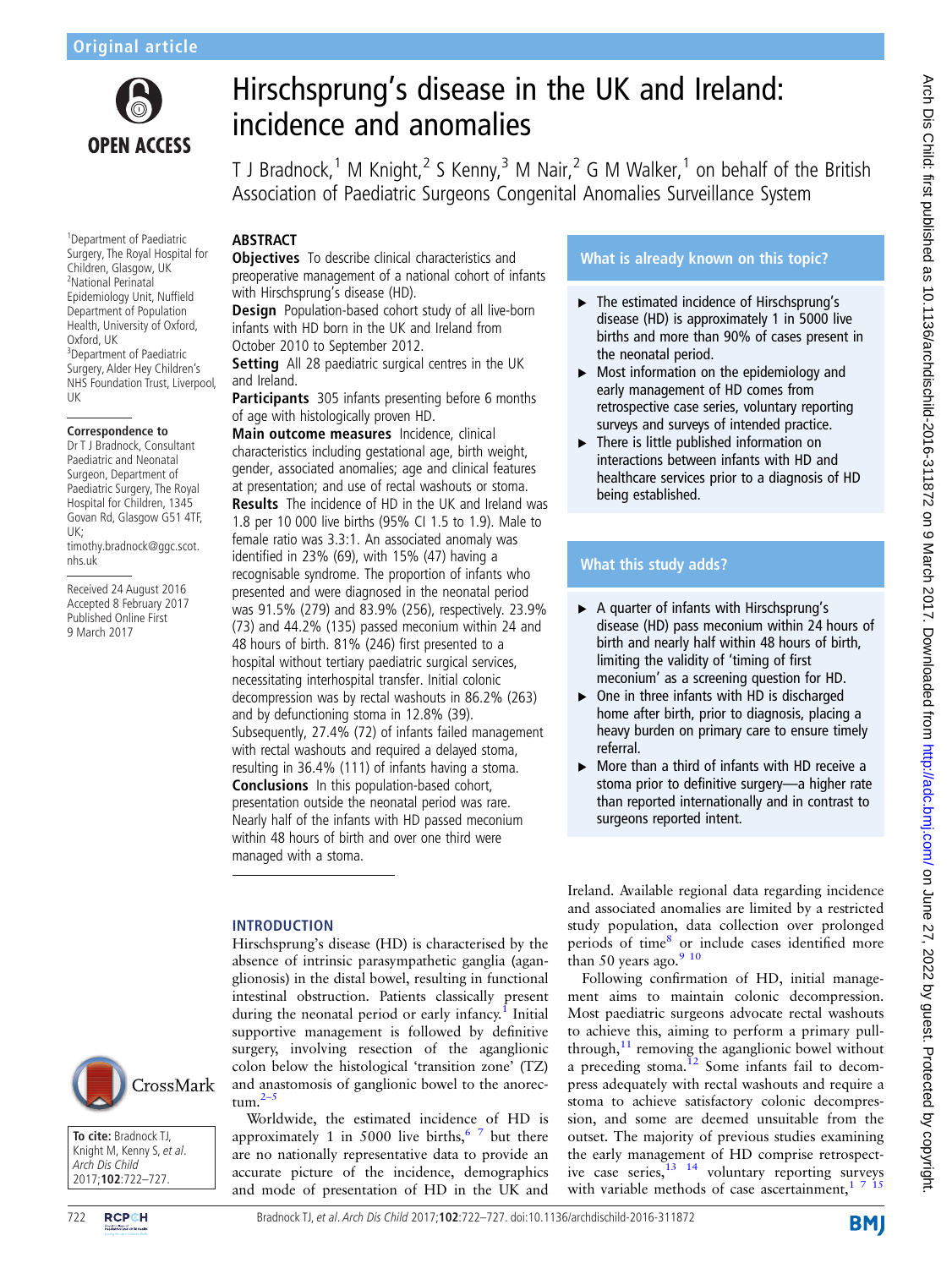Original article

# Hirschsprung's disease in the UK and Ireland: incidence and anomalies

T J Bradnock,[1] M Knight,[2] S Kenny,[3] M Nair,[2] G M Walker,[1] on behalf of the British Association of Paediatric Surgeons Congenital Anomalies Surveillance System

[1]Department of Paediatric Surgery, The Royal Hospital for Children, Glasgow, UK
[2]National Perinatal Epidemiology Unit, Nuffield Department of Population Health, University of Oxford, Oxford, UK
[3]Department of Paediatric Surgery, Alder Hey Children's NHS Foundation Trust, Liverpool, UK

**Correspondence to**
Dr T J Bradnock, Consultant Paediatric and Neonatal Surgeon, Department of Paediatric Surgery, The Royal Hospital for Children, 1345 Govan Rd, Glasgow G51 4TF, UK; timothy.bradnock@ggc.scot.nhs.uk

Received 24 August 2016
Accepted 8 February 2017
Published Online First 9 March 2017

## ABSTRACT

**Objectives** To describe clinical characteristics and preoperative management of a national cohort of infants with Hirschsprung's disease (HD).

**Design** Population-based cohort study of all live-born infants with HD born in the UK and Ireland from October 2010 to September 2012.

**Setting** All 28 paediatric surgical centres in the UK and Ireland.

**Participants** 305 infants presenting before 6 months of age with histologically proven HD.

**Main outcome measures** Incidence, clinical characteristics including gestational age, birth weight, gender, associated anomalies; age and clinical features at presentation; and use of rectal washouts or stoma.

**Results** The incidence of HD in the UK and Ireland was 1.8 per 10 000 live births (95% CI 1.5 to 1.9). Male to female ratio was 3.3:1. An associated anomaly was identified in 23% (69), with 15% (47) having a recognisable syndrome. The proportion of infants who presented and were diagnosed in the neonatal period was 91.5% (279) and 83.9% (256), respectively. 23.9% (73) and 44.2% (135) passed meconium within 24 and 48 hours of birth. 81% (246) first presented to a hospital without tertiary paediatric surgical services, necessitating interhospital transfer. Initial colonic decompression was by rectal washouts in 86.2% (263) and by defunctioning stoma in 12.8% (39). Subsequently, 27.4% (72) of infants failed management with rectal washouts and required a delayed stoma, resulting in 36.4% (111) of infants having a stoma.

**Conclusions** In this population-based cohort, presentation outside the neonatal period was rare. Nearly half of the infants with HD passed meconium within 48 hours of birth and over one third were managed with a stoma.

## What is already known on this topic?

- The estimated incidence of Hirschsprung's disease (HD) is approximately 1 in 5000 live births and more than 90% of cases present in the neonatal period.
- Most information on the epidemiology and early management of HD comes from retrospective case series, voluntary reporting surveys and surveys of intended practice.
- There is little published information on interactions between infants with HD and healthcare services prior to a diagnosis of HD being established.

## What this study adds?

- A quarter of infants with Hirschsprung's disease (HD) pass meconium within 24 hours of birth and nearly half within 48 hours of birth, limiting the validity of 'timing of first meconium' as a screening question for HD.
- One in three infants with HD is discharged home after birth, prior to diagnosis, placing a heavy burden on primary care to ensure timely referral.
- More than a third of infants with HD receive a stoma prior to definitive surgery—a higher rate than reported internationally and in contrast to surgeons reported intent.

## INTRODUCTION

Hirschsprung's disease (HD) is characterised by the absence of intrinsic parasympathetic ganglia (aganglionosis) in the distal bowel, resulting in functional intestinal obstruction. Patients classically present during the neonatal period or early infancy.[1] Initial supportive management is followed by definitive surgery, involving resection of the aganglionic colon below the histological 'transition zone' (TZ) and anastomosis of ganglionic bowel to the anorectum.[2–5]

Worldwide, the estimated incidence of HD is approximately 1 in 5000 live births,[6 7] but there are no nationally representative data to provide an accurate picture of the incidence, demographics and mode of presentation of HD in the UK and Ireland. Available regional data regarding incidence and associated anomalies are limited by a restricted study population, data collection over prolonged periods of time[8] or include cases identified more than 50 years ago.[9 10]

Following confirmation of HD, initial management aims to maintain colonic decompression. Most paediatric surgeons advocate rectal washouts to achieve this, aiming to perform a primary pull-through,[11] removing the aganglionic bowel without a preceding stoma.[12] Some infants fail to decompress adequately with rectal washouts and require a stoma to achieve satisfactory colonic decompression, and some are deemed unsuitable from the outset. The majority of previous studies examining the early management of HD comprise retrospective case series,[13 14] voluntary reporting surveys with variable methods of case ascertainment,[1 7 15]

**To cite:** Bradnock TJ, Knight M, Kenny S, et al. Arch Dis Child 2017;102:722–727.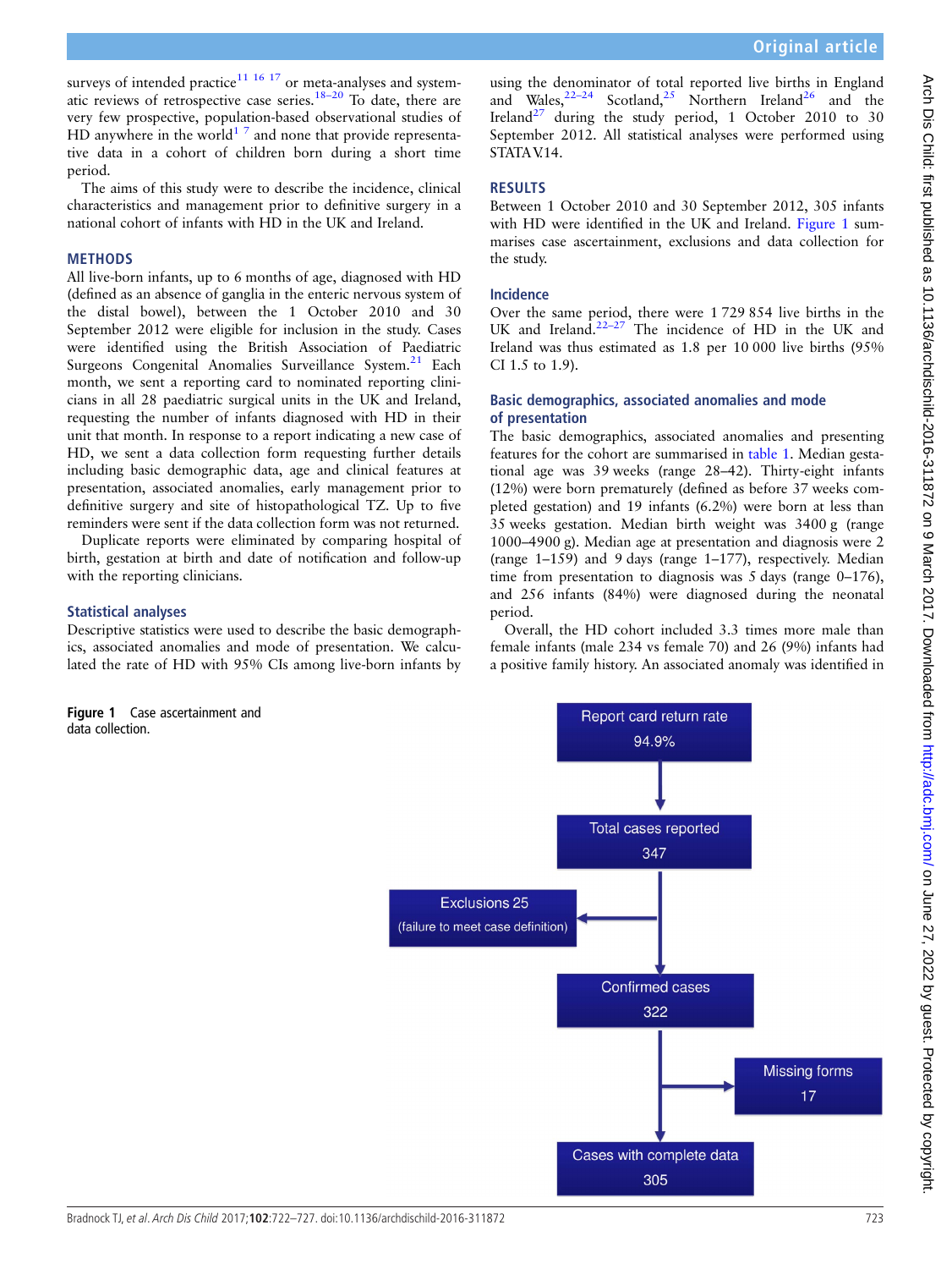surveys of intended practice[11 16 17] or meta-analyses and systematic reviews of retrospective case series.[18–20] To date, there are very few prospective, population-based observational studies of HD anywhere in the world[1 7] and none that provide representative data in a cohort of children born during a short time period.

The aims of this study were to describe the incidence, clinical characteristics and management prior to definitive surgery in a national cohort of infants with HD in the UK and Ireland.

## METHODS

All live-born infants, up to 6 months of age, diagnosed with HD (defined as an absence of ganglia in the enteric nervous system of the distal bowel), between the 1 October 2010 and 30 September 2012 were eligible for inclusion in the study. Cases were identified using the British Association of Paediatric Surgeons Congenital Anomalies Surveillance System.[21] Each month, we sent a reporting card to nominated reporting clinicians in all 28 paediatric surgical units in the UK and Ireland, requesting the number of infants diagnosed with HD in their unit that month. In response to a report indicating a new case of HD, we sent a data collection form requesting further details including basic demographic data, age and clinical features at presentation, associated anomalies, early management prior to definitive surgery and site of histopathological TZ. Up to five reminders were sent if the data collection form was not returned.

Duplicate reports were eliminated by comparing hospital of birth, gestation at birth and date of notification and follow-up with the reporting clinicians.

### Statistical analyses

Descriptive statistics were used to describe the basic demographics, associated anomalies and mode of presentation. We calculated the rate of HD with 95% CIs among live-born infants by using the denominator of total reported live births in England and Wales,[22–24] Scotland,[25] Northern Ireland[26] and the Ireland[27] during the study period, 1 October 2010 to 30 September 2012. All statistical analyses were performed using STATA V.14.

## RESULTS

Between 1 October 2010 and 30 September 2012, 305 infants with HD were identified in the UK and Ireland. Figure 1 summarises case ascertainment, exclusions and data collection for the study.

### Incidence

Over the same period, there were 1 729 854 live births in the UK and Ireland.[22–27] The incidence of HD in the UK and Ireland was thus estimated as 1.8 per 10 000 live births (95% CI 1.5 to 1.9).

### Basic demographics, associated anomalies and mode of presentation

The basic demographics, associated anomalies and presenting features for the cohort are summarised in table 1. Median gestational age was 39 weeks (range 28–42). Thirty-eight infants (12%) were born prematurely (defined as before 37 weeks completed gestation) and 19 infants (6.2%) were born at less than 35 weeks gestation. Median birth weight was 3400 g (range 1000–4900 g). Median age at presentation and diagnosis were 2 (range 1–159) and 9 days (range 1–177), respectively. Median time from presentation to diagnosis was 5 days (range 0–176), and 256 infants (84%) were diagnosed during the neonatal period.

Overall, the HD cohort included 3.3 times more male than female infants (male 234 vs female 70) and 26 (9%) infants had a positive family history. An associated anomaly was identified in

Report card return rate 94.9% → Total cases reported 347 → Exclusions 25 (failure to meet case definition) → Confirmed cases 322 → Missing forms 17 → Cases with complete data 305

**Figure 1** Case ascertainment and data collection.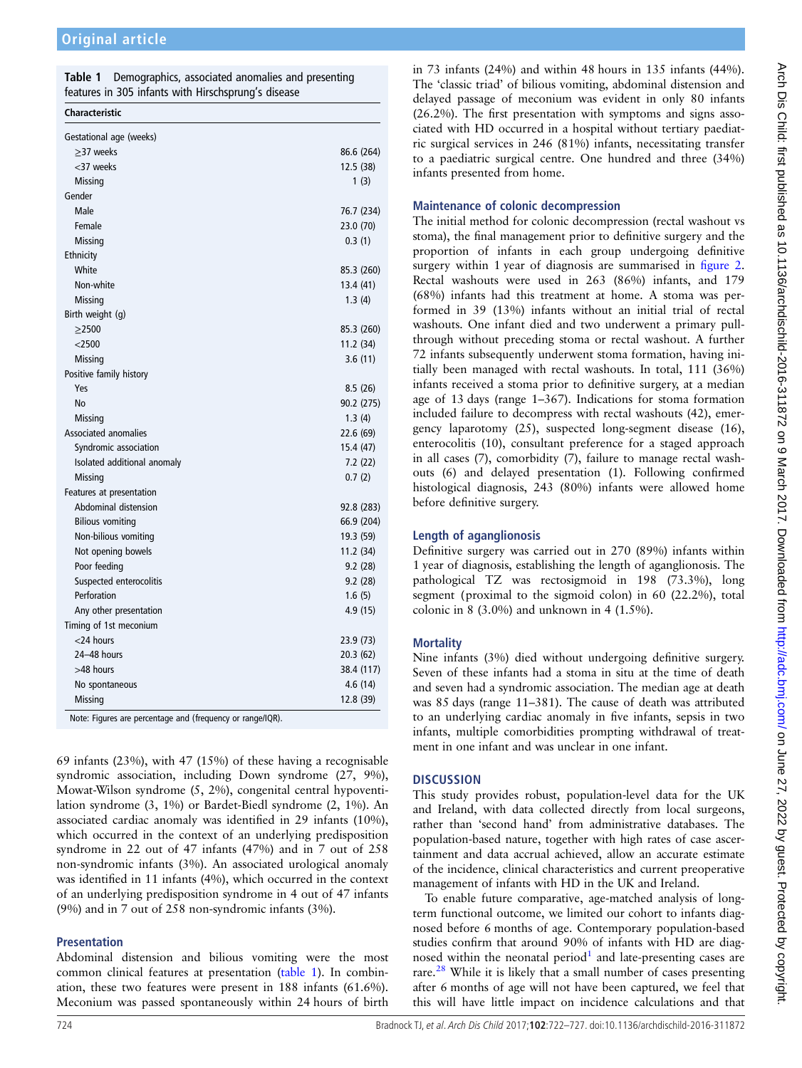**Table 1** Demographics, associated anomalies and presenting features in 305 infants with Hirschsprung's disease

| Characteristic | |
|---|---|
| Gestational age (weeks) | |
| ≥37 weeks | 86.6 (264) |
| <37 weeks | 12.5 (38) |
| Missing | 1 (3) |
| Gender | |
| Male | 76.7 (234) |
| Female | 23.0 (70) |
| Missing | 0.3 (1) |
| Ethnicity | |
| White | 85.3 (260) |
| Non-white | 13.4 (41) |
| Missing | 1.3 (4) |
| Birth weight (g) | |
| ≥2500 | 85.3 (260) |
| <2500 | 11.2 (34) |
| Missing | 3.6 (11) |
| Positive family history | |
| Yes | 8.5 (26) |
| No | 90.2 (275) |
| Missing | 1.3 (4) |
| Associated anomalies | 22.6 (69) |
| Syndromic association | 15.4 (47) |
| Isolated additional anomaly | 7.2 (22) |
| Missing | 0.7 (2) |
| Features at presentation | |
| Abdominal distension | 92.8 (283) |
| Bilious vomiting | 66.9 (204) |
| Non-bilious vomiting | 19.3 (59) |
| Not opening bowels | 11.2 (34) |
| Poor feeding | 9.2 (28) |
| Suspected enterocolitis | 9.2 (28) |
| Perforation | 1.6 (5) |
| Any other presentation | 4.9 (15) |
| Timing of 1st meconium | |
| <24 hours | 23.9 (73) |
| 24–48 hours | 20.3 (62) |
| >48 hours | 38.4 (117) |
| No spontaneous | 4.6 (14) |
| Missing | 12.8 (39) |

Note: Figures are percentage and (frequency or range/IQR).

69 infants (23%), with 47 (15%) of these having a recognisable syndromic association, including Down syndrome (27, 9%), Mowat-Wilson syndrome (5, 2%), congenital central hypoventilation syndrome (3, 1%) or Bardet-Biedl syndrome (2, 1%). An associated cardiac anomaly was identified in 29 infants (10%), which occurred in the context of an underlying predisposition syndrome in 22 out of 47 infants (47%) and in 7 out of 258 non-syndromic infants (3%). An associated urological anomaly was identified in 11 infants (4%), which occurred in the context of an underlying predisposition syndrome in 4 out of 47 infants (9%) and in 7 out of 258 non-syndromic infants (3%).

## Presentation

Abdominal distension and bilious vomiting were the most common clinical features at presentation (table 1). In combination, these two features were present in 188 infants (61.6%). Meconium was passed spontaneously within 24 hours of birth in 73 infants (24%) and within 48 hours in 135 infants (44%). The 'classic triad' of bilious vomiting, abdominal distension and delayed passage of meconium was evident in only 80 infants (26.2%). The first presentation with symptoms and signs associated with HD occurred in a hospital without tertiary paediatric surgical services in 246 (81%) infants, necessitating transfer to a paediatric surgical centre. One hundred and three (34%) infants presented from home.

## Maintenance of colonic decompression

The initial method for colonic decompression (rectal washout vs stoma), the final management prior to definitive surgery and the proportion of infants in each group undergoing definitive surgery within 1 year of diagnosis are summarised in figure 2. Rectal washouts were used in 263 (86%) infants, and 179 (68%) infants had this treatment at home. A stoma was performed in 39 (13%) infants without an initial trial of rectal washouts. One infant died and two underwent a primary pull-through without preceding stoma or rectal washout. A further 72 infants subsequently underwent stoma formation, having initially been managed with rectal washouts. In total, 111 (36%) infants received a stoma prior to definitive surgery, at a median age of 13 days (range 1–367). Indications for stoma formation included failure to decompress with rectal washouts (42), emergency laparotomy (25), suspected long-segment disease (16), enterocolitis (10), consultant preference for a staged approach in all cases (7), comorbidity (7), failure to manage rectal washouts (6) and delayed presentation (1). Following confirmed histological diagnosis, 243 (80%) infants were allowed home before definitive surgery.

## Length of aganglionosis

Definitive surgery was carried out in 270 (89%) infants within 1 year of diagnosis, establishing the length of aganglionosis. The pathological TZ was rectosigmoid in 198 (73.3%), long segment (proximal to the sigmoid colon) in 60 (22.2%), total colonic in 8 (3.0%) and unknown in 4 (1.5%).

## Mortality

Nine infants (3%) died without undergoing definitive surgery. Seven of these infants had a stoma in situ at the time of death and seven had a syndromic association. The median age at death was 85 days (range 11–381). The cause of death was attributed to an underlying cardiac anomaly in five infants, sepsis in two infants, multiple comorbidities prompting withdrawal of treatment in one infant and was unclear in one infant.

## DISCUSSION

This study provides robust, population-level data for the UK and Ireland, with data collected directly from local surgeons, rather than 'second hand' from administrative databases. The population-based nature, together with high rates of case ascertainment and data accrual achieved, allow an accurate estimate of the incidence, clinical characteristics and current preoperative management of infants with HD in the UK and Ireland.

To enable future comparative, age-matched analysis of long-term functional outcome, we limited our cohort to infants diagnosed before 6 months of age. Contemporary population-based studies confirm that around 90% of infants with HD are diagnosed within the neonatal period[1] and late-presenting cases are rare.[28] While it is likely that a small number of cases presenting after 6 months of age will not have been captured, we feel that this will have little impact on incidence calculations and that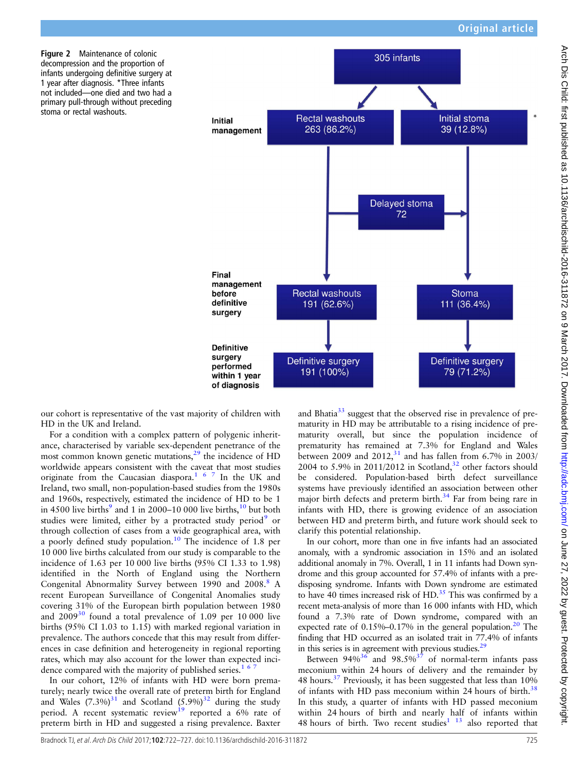**Figure 2** Maintenance of colonic decompression and the proportion of infants undergoing definitive surgery at 1 year after diagnosis. *Three infants not included—one died and two had a primary pull-through without preceding stoma or rectal washouts.

our cohort is representative of the vast majority of children with HD in the UK and Ireland.

For a condition with a complex pattern of polygenic inheritance, characterised by variable sex-dependent penetrance of the most common known genetic mutations,[29] the incidence of HD worldwide appears consistent with the caveat that most studies originate from the Caucasian diaspora.[1 6 7] In the UK and Ireland, two non-population-based studies from the 1980s and 1960s, respectively, estimated the incidence of HD to be 1 in 4500 live births[9] and 1 in 2000–10 000 live births,[10] but both studies were limited, either by a protracted study period[9] or through collection of cases from a wide geographical area, with a poorly defined study population.[10] The incidence of 1.8 per 10 000 live births calculated from our study is comparable to the incidence of 1.63 per 10 000 live births (95% CI 1.33 to 1.98) identified in the North of England using the Northern Congenital Abnormality Survey between 1990 and 2008.[8] A recent European Surveillance of Congenital Anomalies study covering 31% of the European birth population between 1980 and 2009[30] found a total prevalence of 1.09 per 10 000 live births (95% CI 1.03 to 1.15) with marked regional variation in prevalence. The authors concede that this may result from differences in case definition and heterogeneity in regional reporting rates, which may also account for the lower than expected incidence compared with the majority of published series.[1 6 7]

In our cohort, 12% of infants with HD were born prematurely; nearly twice the overall rate of preterm birth for England and Wales (7.3%)[31] and Scotland (5.9%)[32] during the study period. A recent systematic review[19] reported a 6% rate of preterm birth in HD and suggested a rising prevalence. Baxter and Bhatia[33] suggest that the observed rise in prevalence of prematurity in HD may be attributable to a rising incidence of prematurity overall, but since the population incidence of prematurity has remained at 7.3% for England and Wales between 2009 and 2012,[31] and has fallen from 6.7% in 2003/2004 to 5.9% in 2011/2012 in Scotland,[32] other factors should be considered. Population-based birth defect surveillance systems have previously identified an association between other major birth defects and preterm birth.[34] Far from being rare in infants with HD, there is growing evidence of an association between HD and preterm birth, and future work should seek to clarify this potential relationship.

In our cohort, more than one in five infants had an associated anomaly, with a syndromic association in 15% and an isolated additional anomaly in 7%. Overall, 1 in 11 infants had Down syndrome and this group accounted for 57.4% of infants with a predisposing syndrome. Infants with Down syndrome are estimated to have 40 times increased risk of HD.[35] This was confirmed by a recent meta-analysis of more than 16 000 infants with HD, which found a 7.3% rate of Down syndrome, compared with an expected rate of 0.15%–0.17% in the general population.[20] The finding that HD occurred as an isolated trait in 77.4% of infants in this series is in agreement with previous studies.[29]

Between 94%[36] and 98.5%[37] of normal-term infants pass meconium within 24 hours of delivery and the remainder by 48 hours.[37] Previously, it has been suggested that less than 10% of infants with HD pass meconium within 24 hours of birth.[38] In this study, a quarter of infants with HD passed meconium within 24 hours of birth and nearly half of infants within 48 hours of birth. Two recent studies[1 13] also reported that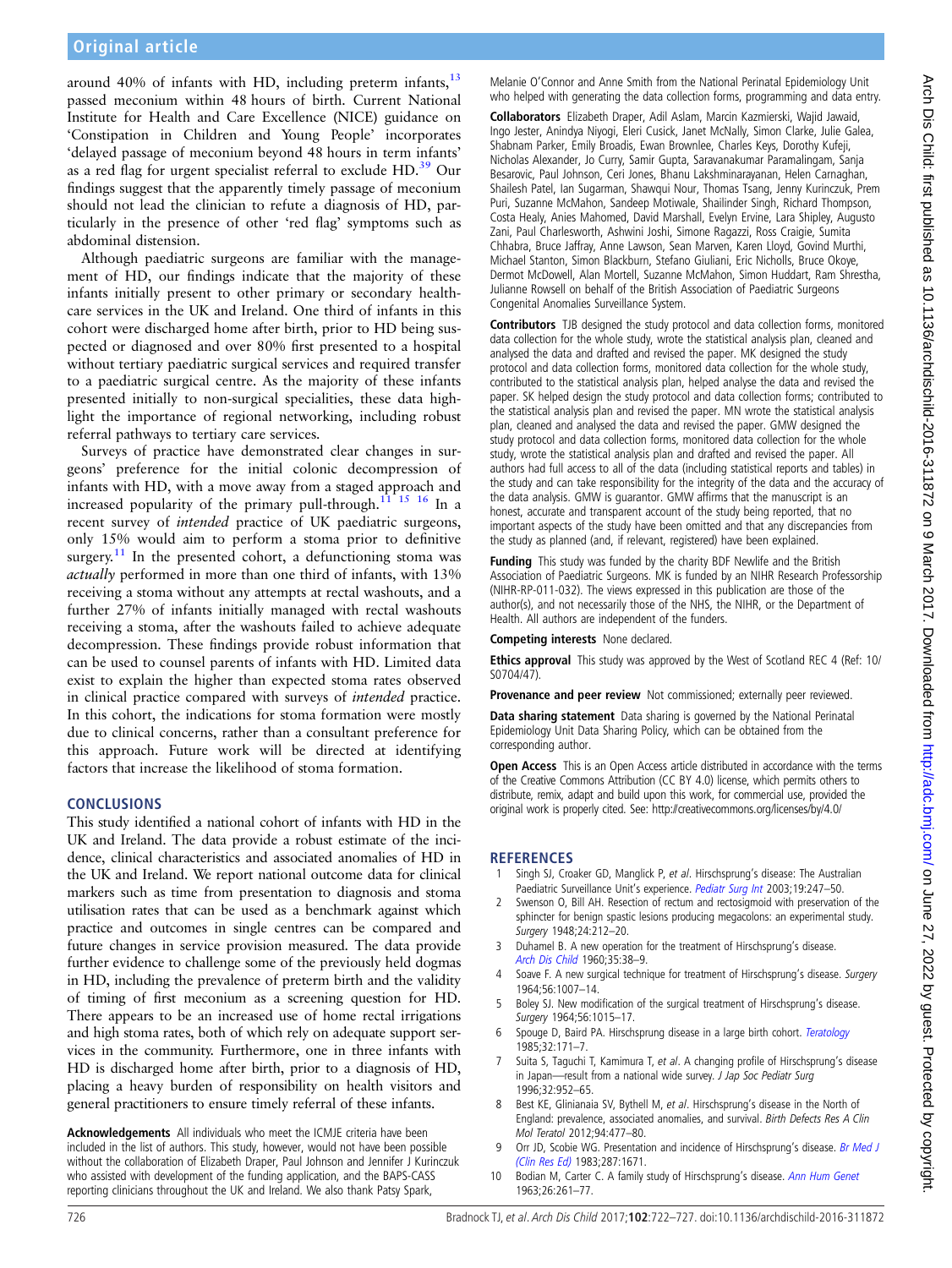around 40% of infants with HD, including preterm infants,[13] passed meconium within 48 hours of birth. Current National Institute for Health and Care Excellence (NICE) guidance on 'Constipation in Children and Young People' incorporates 'delayed passage of meconium beyond 48 hours in term infants' as a red flag for urgent specialist referral to exclude HD.[39] Our findings suggest that the apparently timely passage of meconium should not lead the clinician to refute a diagnosis of HD, particularly in the presence of other 'red flag' symptoms such as abdominal distension.

Although paediatric surgeons are familiar with the management of HD, our findings indicate that the majority of these infants initially present to other primary or secondary healthcare services in the UK and Ireland. One third of infants in this cohort were discharged home after birth, prior to HD being suspected or diagnosed and over 80% first presented to a hospital without tertiary paediatric surgical services and required transfer to a paediatric surgical centre. As the majority of these infants presented initially to non-surgical specialities, these data highlight the importance of regional networking, including robust referral pathways to tertiary care services.

Surveys of practice have demonstrated clear changes in surgeons' preference for the initial colonic decompression of infants with HD, with a move away from a staged approach and increased popularity of the primary pull-through.[11 15 16] In a recent survey of *intended* practice of UK paediatric surgeons, only 15% would aim to perform a stoma prior to definitive surgery.[11] In the presented cohort, a defunctioning stoma was *actually* performed in more than one third of infants, with 13% receiving a stoma without any attempts at rectal washouts, and a further 27% of infants initially managed with rectal washouts receiving a stoma, after the washouts failed to achieve adequate decompression. These findings provide robust information that can be used to counsel parents of infants with HD. Limited data exist to explain the higher than expected stoma rates observed in clinical practice compared with surveys of *intended* practice. In this cohort, the indications for stoma formation were mostly due to clinical concerns, rather than a consultant preference for this approach. Future work will be directed at identifying factors that increase the likelihood of stoma formation.

## CONCLUSIONS

This study identified a national cohort of infants with HD in the UK and Ireland. The data provide a robust estimate of the incidence, clinical characteristics and associated anomalies of HD in the UK and Ireland. We report national outcome data for clinical markers such as time from presentation to diagnosis and stoma utilisation rates that can be used as a benchmark against which practice and outcomes in single centres can be compared and future changes in service provision measured. The data provide further evidence to challenge some of the previously held dogmas in HD, including the prevalence of preterm birth and the validity of timing of first meconium as a screening question for HD. There appears to be an increased use of home rectal irrigations and high stoma rates, both of which rely on adequate support services in the community. Furthermore, one in three infants with HD is discharged home after birth, prior to a diagnosis of HD, placing a heavy burden of responsibility on health visitors and general practitioners to ensure timely referral of these infants.

**Acknowledgements** All individuals who meet the ICMJE criteria have been included in the list of authors. This study, however, would not have been possible without the collaboration of Elizabeth Draper, Paul Johnson and Jennifer J Kurinczuk who assisted with development of the funding application, and the BAPS-CASS reporting clinicians throughout the UK and Ireland. We also thank Patsy Spark, Melanie O'Connor and Anne Smith from the National Perinatal Epidemiology Unit who helped with generating the data collection forms, programming and data entry.

**Collaborators** Elizabeth Draper, Adil Aslam, Marcin Kazmierski, Wajid Jawaid, Ingo Jester, Anindya Niyogi, Eleri Cusick, Janet McNally, Simon Clarke, Julie Galea, Shabnam Parker, Emily Broadis, Ewan Brownlee, Charles Keys, Dorothy Kufeji, Nicholas Alexander, Jo Curry, Samir Gupta, Saravanakumar Paramalingam, Sanja Besarovic, Paul Johnson, Ceri Jones, Bhanu Lakshminarayanan, Helen Carnaghan, Shailesh Patel, Ian Sugarman, Shawqui Nour, Thomas Tsang, Jenny Kurinczuk, Prem Puri, Suzanne McMahon, Sandeep Motiwale, Shailinder Singh, Richard Thompson, Costa Healy, Anies Mahomed, David Marshall, Evelyn Ervine, Lara Shipley, Augusto Zani, Paul Charlesworth, Ashwini Joshi, Simone Ragazzi, Ross Craigie, Sumita Chhabra, Bruce Jaffray, Anne Lawson, Sean Marven, Karen Lloyd, Govind Murthi, Michael Stanton, Simon Blackburn, Stefano Giuliani, Eric Nicholls, Bruce Okoye, Dermot McDowell, Alan Mortell, Suzanne McMahon, Simon Huddart, Ram Shrestha, Julianne Rowsell on behalf of the British Association of Paediatric Surgeons Congenital Anomalies Surveillance System.

**Contributors** TJB designed the study protocol and data collection forms, monitored data collection for the whole study, wrote the statistical analysis plan, cleaned and analysed the data and drafted and revised the paper. MK designed the study protocol and data collection forms, monitored data collection for the whole study, contributed to the statistical analysis plan, helped analyse the data and revised the paper. SK helped design the study protocol and data collection forms; contributed to the statistical analysis plan and revised the paper. MN wrote the statistical analysis plan, cleaned and analysed the data and revised the paper. GMW designed the study protocol and data collection forms, monitored data collection for the whole study, wrote the statistical analysis plan and drafted and revised the paper. All authors had full access to all of the data (including statistical reports and tables) in the study and can take responsibility for the integrity of the data and the accuracy of the data analysis. GMW is guarantor. GMW affirms that the manuscript is an honest, accurate and transparent account of the study being reported, that no important aspects of the study have been omitted and that any discrepancies from the study as planned (and, if relevant, registered) have been explained.

**Funding** This study was funded by the charity BDF Newlife and the British Association of Paediatric Surgeons. MK is funded by an NIHR Research Professorship (NIHR-RP-011-032). The views expressed in this publication are those of the author(s), and not necessarily those of the NHS, the NIHR, or the Department of Health. All authors are independent of the funders.

**Competing interests** None declared.

**Ethics approval** This study was approved by the West of Scotland REC 4 (Ref: 10/S0704/47).

**Provenance and peer review** Not commissioned; externally peer reviewed.

**Data sharing statement** Data sharing is governed by the National Perinatal Epidemiology Unit Data Sharing Policy, which can be obtained from the corresponding author.

**Open Access** This is an Open Access article distributed in accordance with the terms of the Creative Commons Attribution (CC BY 4.0) license, which permits others to distribute, remix, adapt and build upon this work, for commercial use, provided the original work is properly cited. See: http://creativecommons.org/licenses/by/4.0/

## REFERENCES

1. Singh SJ, Croaker GD, Manglick P, *et al*. Hirschsprung's disease: The Australian Paediatric Surveillance Unit's experience. *Pediatr Surg Int* 2003;19:247–50.
2. Swenson O, Bill AH. Resection of rectum and rectosigmoid with preservation of the sphincter for benign spastic lesions producing megacolons: an experimental study. *Surgery* 1948;24:212–20.
3. Duhamel B. A new operation for the treatment of Hirschsprung's disease. *Arch Dis Child* 1960;35:38–9.
4. Soave F. A new surgical technique for treatment of Hirschsprung's disease. *Surgery* 1964;56:1007–14.
5. Boley SJ. New modification of the surgical treatment of Hirschsprung's disease. *Surgery* 1964;56:1015–17.
6. Spouge D, Baird PA. Hirschsprung disease in a large birth cohort. *Teratology* 1985;32:171–7.
7. Suita S, Taguchi T, Kamimura T, *et al*. A changing profile of Hirschsprung's disease in Japan—result from a national wide survey. *J Jap Soc Pediatr Surg* 1996;32:952–65.
8. Best KE, Glinianaia SV, Bythell M, *et al*. Hirschsprung's disease in the North of England: prevalence, associated anomalies, and survival. *Birth Defects Res A Clin Mol Teratol* 2012;94:477–80.
9. Orr JD, Scobie WG. Presentation and incidence of Hirschsprung's disease. *Br Med J (Clin Res Ed)* 1983;287:1671.
10. Bodian M, Carter C. A family study of Hirschsprung's disease. *Ann Hum Genet* 1963;26:261–77.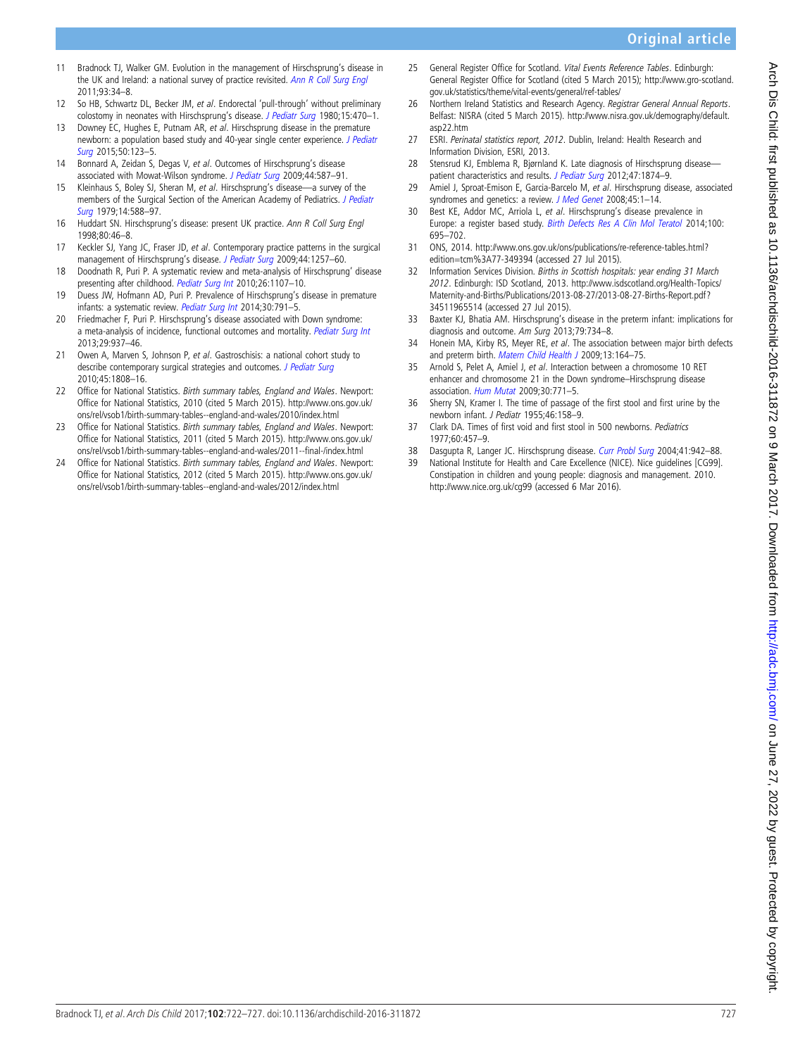11 Bradnock TJ, Walker GM. Evolution in the management of Hirschsprung's disease in the UK and Ireland: a national survey of practice revisited. *Ann R Coll Surg Engl* 2011;93:34–8.
12 So HB, Schwartz DL, Becker JM, *et al*. Endorectal 'pull-through' without preliminary colostomy in neonates with Hirschsprung's disease. *J Pediatr Surg* 1980;15:470–1.
13 Downey EC, Hughes E, Putnam AR, *et al*. Hirschsprung disease in the premature newborn: a population based study and 40-year single center experience. *J Pediatr Surg* 2015;50:123–5.
14 Bonnard A, Zeidan S, Degas V, *et al*. Outcomes of Hirschsprung's disease associated with Mowat-Wilson syndrome. *J Pediatr Surg* 2009;44:587–91.
15 Kleinhaus S, Boley SJ, Sheran M, *et al*. Hirschsprung's disease—a survey of the members of the Surgical Section of the American Academy of Pediatrics. *J Pediatr Surg* 1979;14:588–97.
16 Huddart SN. Hirschsprung's disease: present UK practice. *Ann R Coll Surg Engl* 1998;80:46–8.
17 Keckler SJ, Yang JC, Fraser JD, *et al*. Contemporary practice patterns in the surgical management of Hirschsprung's disease. *J Pediatr Surg* 2009;44:1257–60.
18 Doodnath R, Puri P. A systematic review and meta-analysis of Hirschsprung' disease presenting after childhood. *Pediatr Surg Int* 2010;26:1107–10.
19 Duess JW, Hofmann AD, Puri P. Prevalence of Hirschsprung's disease in premature infants: a systematic review. *Pediatr Surg Int* 2014;30:791–5.
20 Friedmacher F, Puri P. Hirschsprung's disease associated with Down syndrome: a meta-analysis of incidence, functional outcomes and mortality. *Pediatr Surg Int* 2013;29:937–46.
21 Owen A, Marven S, Johnson P, *et al*. Gastroschisis: a national cohort study to describe contemporary surgical strategies and outcomes. *J Pediatr Surg* 2010;45:1808–16.
22 Office for National Statistics. *Birth summary tables, England and Wales*. Newport: Office for National Statistics, 2010 (cited 5 March 2015). http://www.ons.gov.uk/ons/rel/vsob1/birth-summary-tables--england-and-wales/2010/index.html
23 Office for National Statistics. *Birth summary tables, England and Wales*. Newport: Office for National Statistics, 2011 (cited 5 March 2015). http://www.ons.gov.uk/ons/rel/vsob1/birth-summary-tables--england-and-wales/2011--final-/index.html
24 Office for National Statistics. *Birth summary tables, England and Wales*. Newport: Office for National Statistics, 2012 (cited 5 March 2015). http://www.ons.gov.uk/ons/rel/vsob1/birth-summary-tables--england-and-wales/2012/index.html
25 General Register Office for Scotland. *Vital Events Reference Tables*. Edinburgh: General Register Office for Scotland (cited 5 March 2015); http://www.gro-scotland.gov.uk/statistics/theme/vital-events/general/ref-tables/
26 Northern Ireland Statistics and Research Agency. *Registrar General Annual Reports*. Belfast: NISRA (cited 5 March 2015). http://www.nisra.gov.uk/demography/default.asp22.htm
27 ESRI. *Perinatal statistics report, 2012*. Dublin, Ireland: Health Research and Information Division, ESRI, 2013.
28 Stensrud KJ, Emblema R, Bjørnland K. Late diagnosis of Hirschsprung disease—patient characteristics and results. *J Pediatr Surg* 2012;47:1874–9.
29 Amiel J, Sproat-Emison E, Garcia-Barcelo M, *et al*. Hirschsprung disease, associated syndromes and genetics: a review. *J Med Genet* 2008;45:1–14.
30 Best KE, Addor MC, Arriola L, *et al*. Hirschsprung's disease prevalence in Europe: a register based study. *Birth Defects Res A Clin Mol Teratol* 2014;100:695–702.
31 ONS, 2014. http://www.ons.gov.uk/ons/publications/re-reference-tables.html?edition=tcm%3A77-349394 (accessed 27 Jul 2015).
32 Information Services Division. *Births in Scottish hospitals: year ending 31 March 2012*. Edinburgh: ISD Scotland, 2013. http://www.isdscotland.org/Health-Topics/Maternity-and-Births/Publications/2013-08-27/2013-08-27-Births-Report.pdf?34511965514 (accessed 27 Jul 2015).
33 Baxter KJ, Bhatia AM. Hirschsprung's disease in the preterm infant: implications for diagnosis and outcome. *Am Surg* 2013;79:734–8.
34 Honein MA, Kirby RS, Meyer RE, *et al*. The association between major birth defects and preterm birth. *Matern Child Health J* 2009;13:164–75.
35 Arnold S, Pelet A, Amiel J, *et al*. Interaction between a chromosome 10 RET enhancer and chromosome 21 in the Down syndrome–Hirschsprung disease association. *Hum Mutat* 2009;30:771–5.
36 Sherry SN, Kramer I. The time of passage of the first stool and first urine by the newborn infant. *J Pediatr* 1955;46:158–9.
37 Clark DA. Times of first void and first stool in 500 newborns. *Pediatrics* 1977;60:457–9.
38 Dasgupta R, Langer JC. Hirschsprung disease. *Curr Probl Surg* 2004;41:942–88.
39 National Institute for Health and Care Excellence (NICE). Nice guidelines [CG99]. Constipation in children and young people: diagnosis and management. 2010. http://www.nice.org.uk/cg99 (accessed 6 Mar 2016).